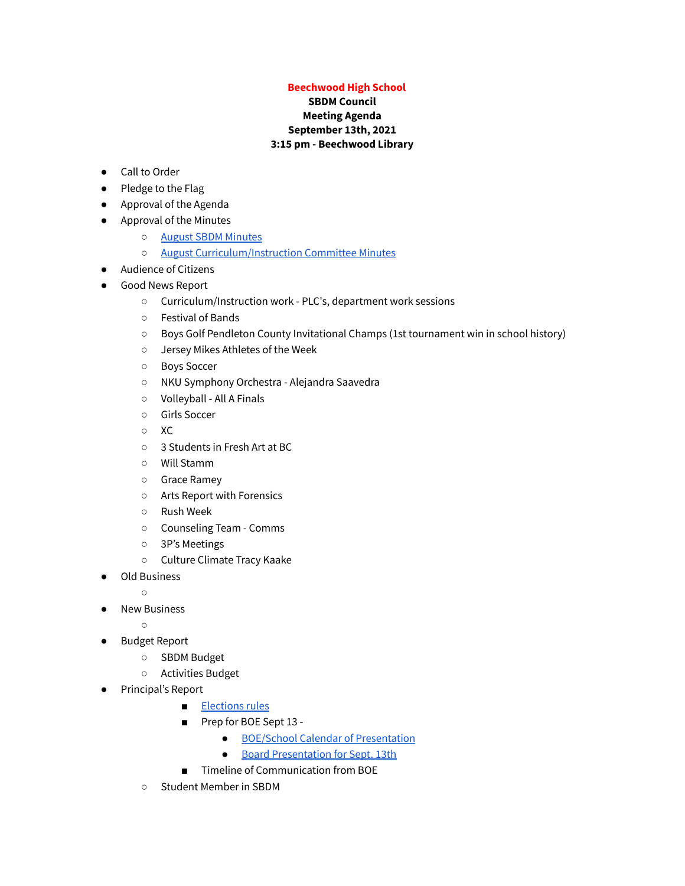**Beechwood High School**
**SBDM Council**
**Meeting Agenda**
**September 13th, 2021**
**3:15 pm - Beechwood Library**

- Call to Order
- Pledge to the Flag
- Approval of the Agenda
- Approval of the Minutes
    - August SBDM Minutes
    - August Curriculum/Instruction Committee Minutes
- Audience of Citizens
- Good News Report
    - Curriculum/Instruction work - PLC's, department work sessions
    - Festival of Bands
    - Boys Golf Pendleton County Invitational Champs (1st tournament win in school history)
    - Jersey Mikes Athletes of the Week
    - Boys Soccer
    - NKU Symphony Orchestra - Alejandra Saavedra
    - Volleyball - All A Finals
    - Girls Soccer
    - XC
    - 3 Students in Fresh Art at BC
    - Will Stamm
    - Grace Ramey
    - Arts Report with Forensics
    - Rush Week
    - Counseling Team - Comms
    - 3P's Meetings
    - Culture Climate Tracy Kaake
- Old Business
    -
- New Business
    -
- Budget Report
    - SBDM Budget
    - Activities Budget
- Principal's Report
        - Elections rules
        - Prep for BOE Sept 13 -
            - BOE/School Calendar of Presentation
            - Board Presentation for Sept. 13th
        - Timeline of Communication from BOE
    - Student Member in SBDM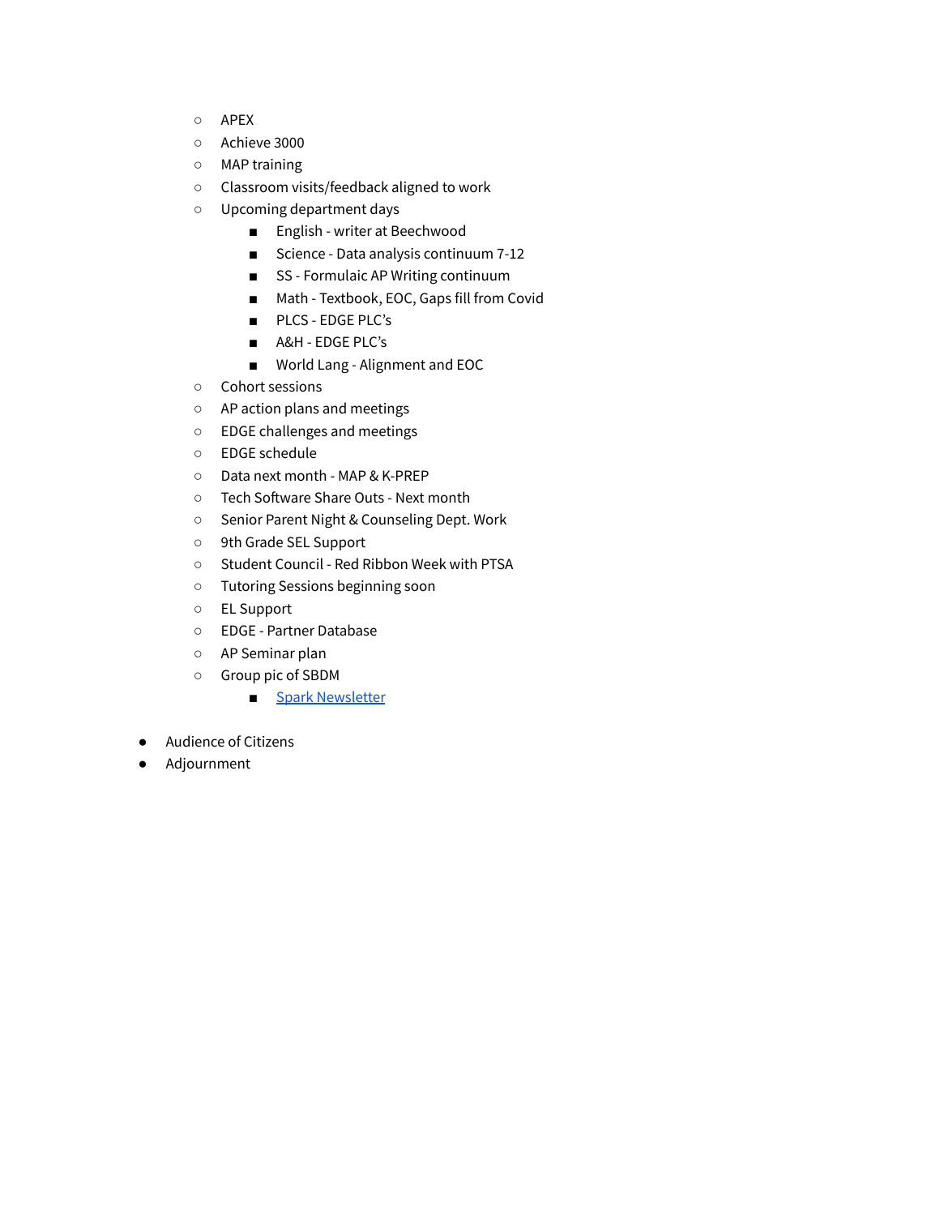- APEX
    - Achieve 3000
    - MAP training
    - Classroom visits/feedback aligned to work
    - Upcoming department days
        - English - writer at Beechwood
        - Science - Data analysis continuum 7-12
        - SS - Formulaic AP Writing continuum
        - Math - Textbook, EOC, Gaps fill from Covid
        - PLCS - EDGE PLC's
        - A&H - EDGE PLC's
        - World Lang - Alignment and EOC
    - Cohort sessions
    - AP action plans and meetings
    - EDGE challenges and meetings
    - EDGE schedule
    - Data next month - MAP & K-PREP
    - Tech Software Share Outs - Next month
    - Senior Parent Night & Counseling Dept. Work
    - 9th Grade SEL Support
    - Student Council - Red Ribbon Week with PTSA
    - Tutoring Sessions beginning soon
    - EL Support
    - EDGE - Partner Database
    - AP Seminar plan
    - Group pic of SBDM
        - Spark Newsletter

- Audience of Citizens
- Adjournment